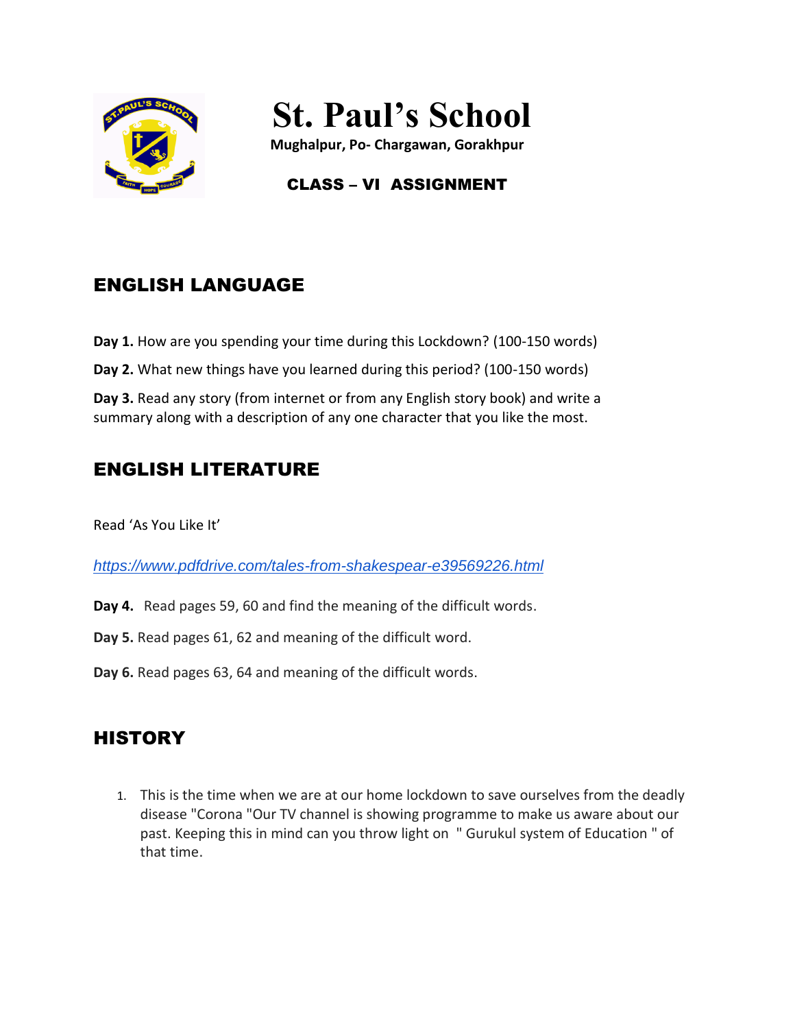# St. Paul's School

**Mughalpur, Po- Chargawan, Gorakhpur**

**CLASS – VI ASSIGNMENT**

## ENGLISH LANGUAGE

**Day 1.** How are you spending your time during this Lockdown? (100-150 words)

**Day 2.** What new things have you learned during this period? (100-150 words)

**Day 3.** Read any story (from internet or from any English story book) and write a summary along with a description of any one character that you like the most.

## ENGLISH LITERATURE

Read 'As You Like It'

*https://www.pdfdrive.com/tales-from-shakespear-e39569226.html*

**Day 4.** Read pages 59, 60 and find the meaning of the difficult words.

**Day 5.** Read pages 61, 62 and meaning of the difficult word.

**Day 6.** Read pages 63, 64 and meaning of the difficult words.

## HISTORY

1. This is the time when we are at our home lockdown to save ourselves from the deadly disease "Corona "Our TV channel is showing programme to make us aware about our past. Keeping this in mind can you throw light on " Gurukul system of Education " of that time.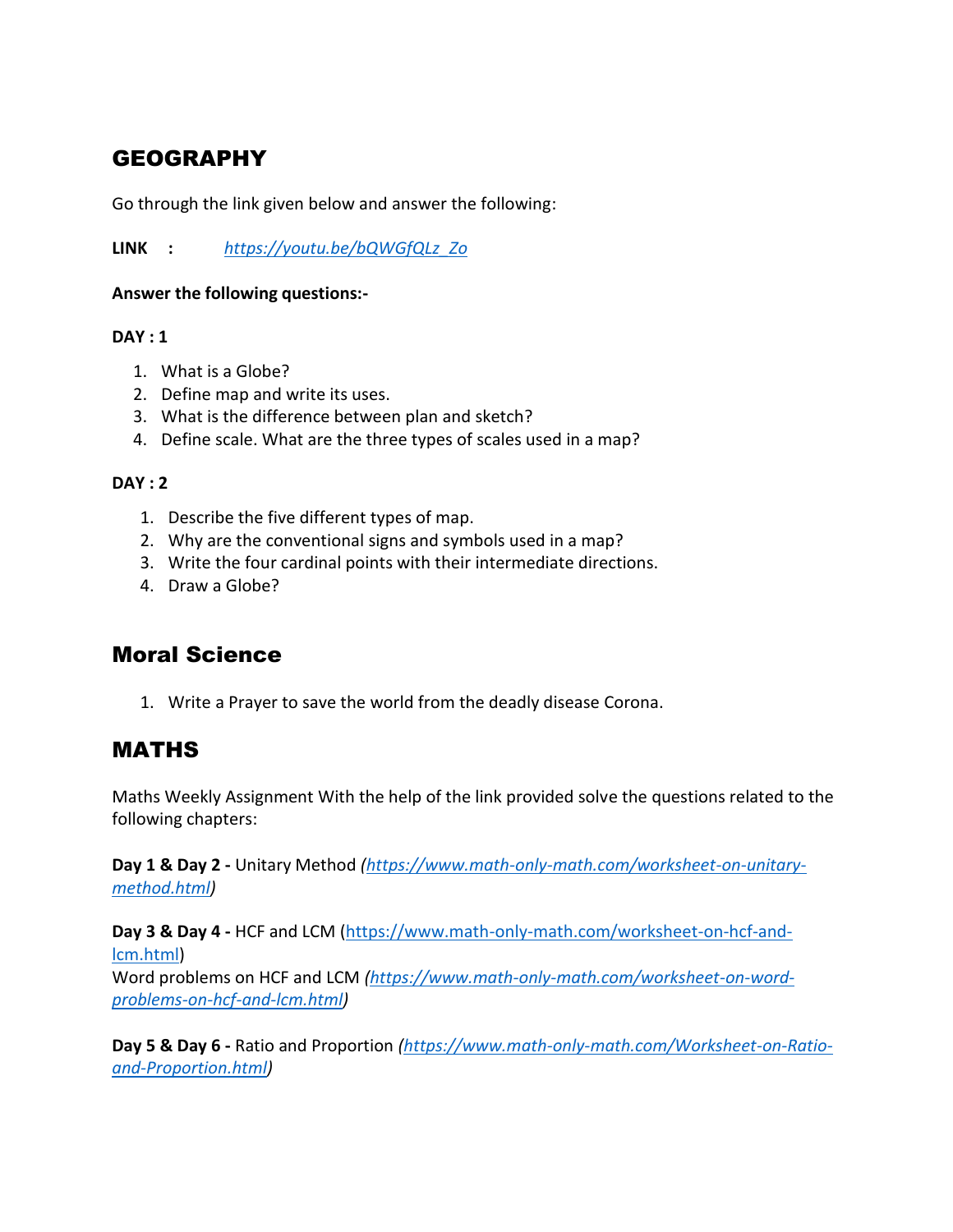## GEOGRAPHY

Go through the link given below and answer the following:

**LINK :** *https://youtu.be/bQWGfQLz_Zo*

**Answer the following questions:-**

**DAY : 1**

1. What is a Globe?
2. Define map and write its uses.
3. What is the difference between plan and sketch?
4. Define scale. What are the three types of scales used in a map?

**DAY : 2**

1. Describe the five different types of map.
2. Why are the conventional signs and symbols used in a map?
3. Write the four cardinal points with their intermediate directions.
4. Draw a Globe?

## Moral Science

1. Write a Prayer to save the world from the deadly disease Corona.

## MATHS

Maths Weekly Assignment With the help of the link provided solve the questions related to the following chapters:

**Day 1 & Day 2 -** Unitary Method *(https://www.math-only-math.com/worksheet-on-unitary-method.html)*

**Day 3 & Day 4 -** HCF and LCM (https://www.math-only-math.com/worksheet-on-hcf-and-lcm.html)
Word problems on HCF and LCM *(https://www.math-only-math.com/worksheet-on-word-problems-on-hcf-and-lcm.html)*

**Day 5 & Day 6 -** Ratio and Proportion *(https://www.math-only-math.com/Worksheet-on-Ratio-and-Proportion.html)*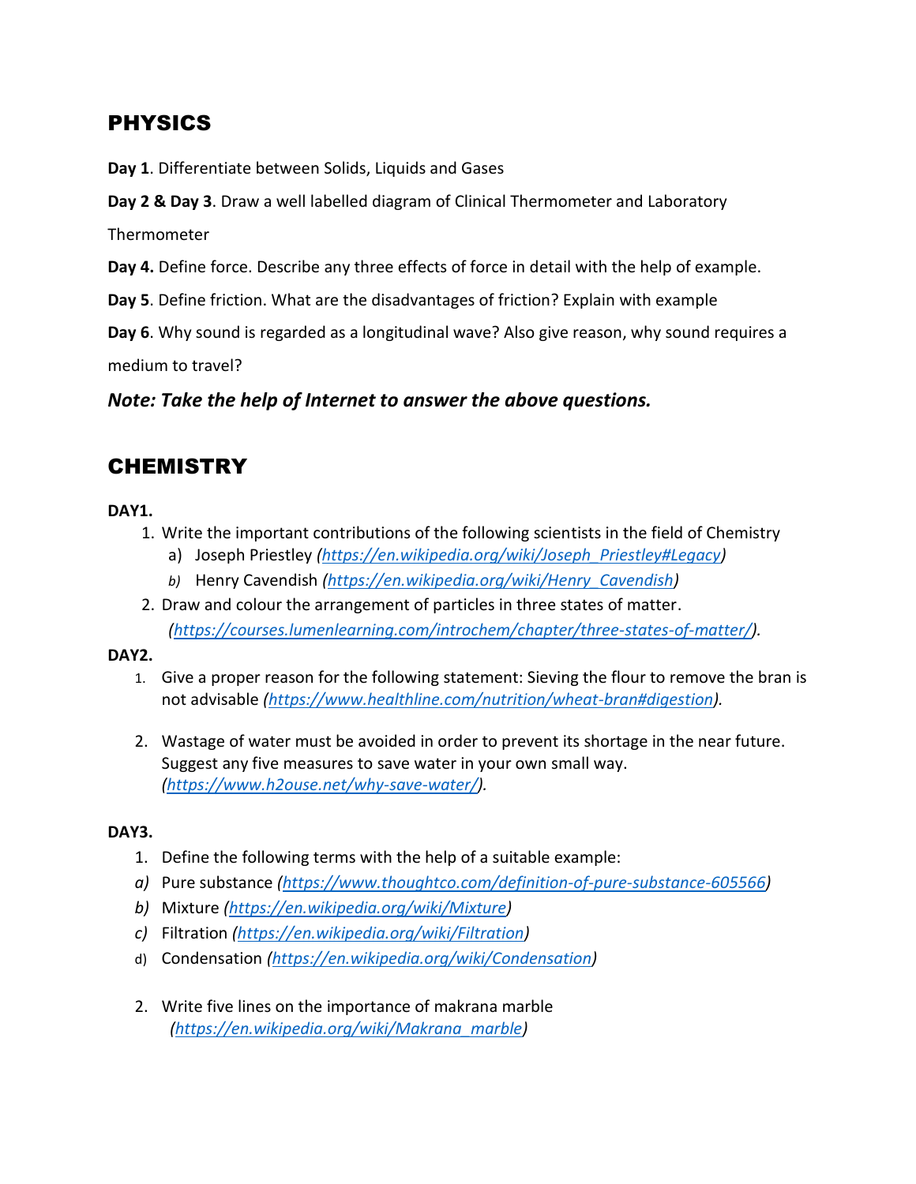## PHYSICS

**Day 1**. Differentiate between Solids, Liquids and Gases

**Day 2 & Day 3**. Draw a well labelled diagram of Clinical Thermometer and Laboratory Thermometer

**Day 4.** Define force. Describe any three effects of force in detail with the help of example.

**Day 5**. Define friction. What are the disadvantages of friction? Explain with example

**Day 6**. Why sound is regarded as a longitudinal wave? Also give reason, why sound requires a medium to travel?

***Note: Take the help of Internet to answer the above questions.***

## CHEMISTRY

**DAY1.**

1. Write the important contributions of the following scientists in the field of Chemistry
   a) Joseph Priestley *(https://en.wikipedia.org/wiki/Joseph_Priestley#Legacy)*
   b) Henry Cavendish *(https://en.wikipedia.org/wiki/Henry_Cavendish)*
2. Draw and colour the arrangement of particles in three states of matter. *(https://courses.lumenlearning.com/introchem/chapter/three-states-of-matter/).*

**DAY2.**

1. Give a proper reason for the following statement: Sieving the flour to remove the bran is not advisable *(https://www.healthline.com/nutrition/wheat-bran#digestion).*

2. Wastage of water must be avoided in order to prevent its shortage in the near future. Suggest any five measures to save water in your own small way. *(https://www.h2ouse.net/why-save-water/).*

**DAY3.**

1. Define the following terms with the help of a suitable example:
   a) Pure substance *(https://www.thoughtco.com/definition-of-pure-substance-605566)*
   b) Mixture *(https://en.wikipedia.org/wiki/Mixture)*
   c) Filtration *(https://en.wikipedia.org/wiki/Filtration)*
   d) Condensation *(https://en.wikipedia.org/wiki/Condensation)*

2. Write five lines on the importance of makrana marble *(https://en.wikipedia.org/wiki/Makrana_marble)*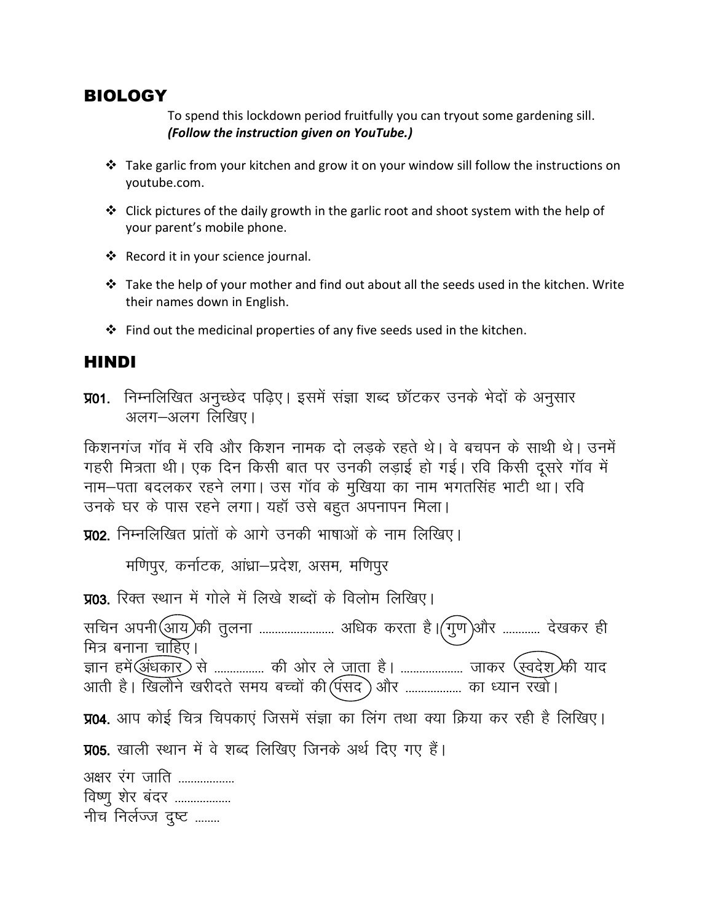## BIOLOGY

To spend this lockdown period fruitfully you can tryout some gardening sill.
***(Follow the instruction given on YouTube.)***

- Take garlic from your kitchen and grow it on your window sill follow the instructions on youtube.com.
- Click pictures of the daily growth in the garlic root and shoot system with the help of your parent's mobile phone.
- Record it in your science journal.
- Take the help of your mother and find out about all the seeds used in the kitchen. Write their names down in English.
- Find out the medicinal properties of any five seeds used in the kitchen.

## HINDI

**प्र01.** निम्नलिखित अनुच्छेद पढ़िए। इसमें संज्ञा शब्द छॉटकर उनके भेदों के अनुसार अलग–अलग लिखिए।

किशनगंज गॉव में रवि और किशन नामक दो लड़के रहते थे। वे बचपन के साथी थे। उनमें गहरी मित्रता थी। एक दिन किसी बात पर उनकी लड़ाई हो गई। रवि किसी दूसरे गॉव में नाम–पता बदलकर रहने लगा। उस गॉव के मुखिया का नाम भगतसिंह भाटी था। रवि उनके घर के पास रहने लगा। यहॉ उसे बहुत अपनापन मिला।

**प्र02.** निम्नलिखित प्रांतों के आगे उनकी भाषाओं के नाम लिखिए।

मणिपुर, कर्नाटक, आंध्रा–प्रदेश, असम, मणिपुर

**प्र03.** रिक्त स्थान में गोले में लिखे शब्दों के विलोम लिखिए।

सचिन अपनी (आय) की तुलना ...................... अधिक करता है। (गुण) और ........... देखकर ही मित्र बनाना चाहिए।
ज्ञान हमें (अंधकार) से ............... की ओर ले जाता है। ................... जाकर (स्वदेश) की याद आती है। खिलौने खरीदते समय बच्चों की (पंसद) और ................. का ध्यान रखो।

**प्र04.** आप कोई चित्र चिपकाएं जिसमें संज्ञा का लिंग तथा क्या क्रिया कर रही है लिखिए।

**प्र05.** खाली स्थान में वे शब्द लिखिए जिनके अर्थ दिए गए हैं।

अक्षर रंग जाति .................
विष्णु शेर बंदर .................
नीच निर्लज्ज दुष्ट ........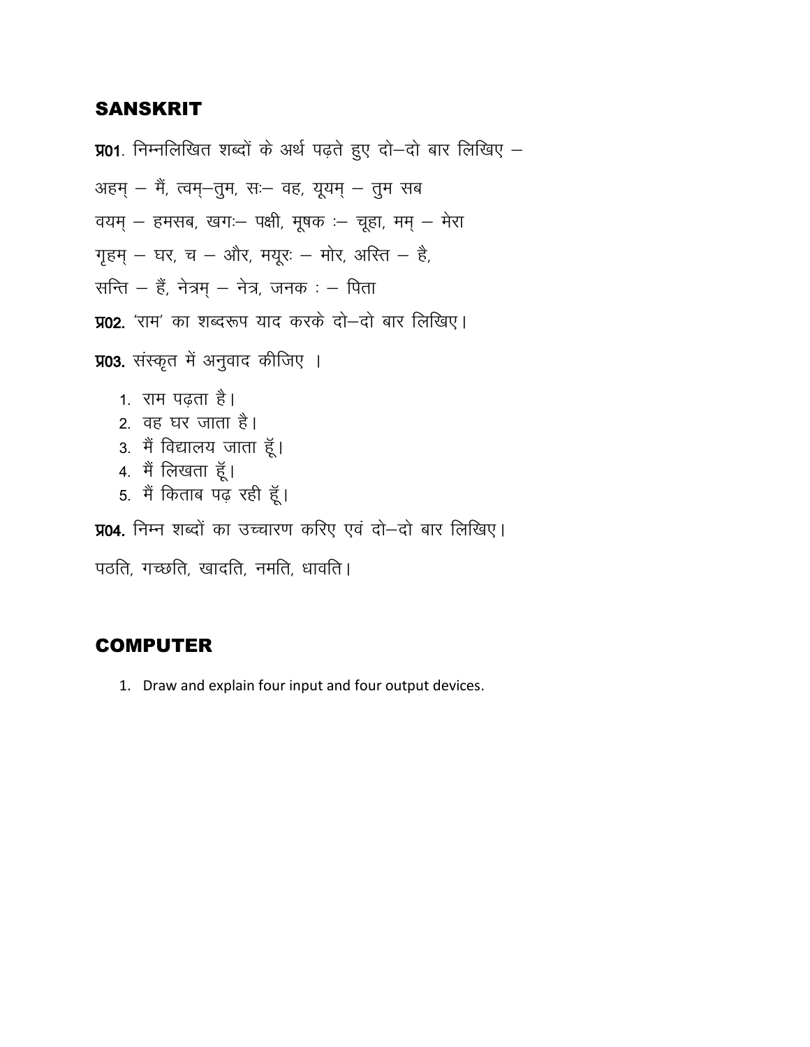## SANSKRIT

**प्र01**. निम्नलिखित शब्दों के अर्थ पढ़ते हुए दो–दो बार लिखिए –

अहम् – मैं, त्वम्–तुम, सः– वह, यूयम् – तुम सब

वयम् – हमसब, खगः– पक्षी, मूषक :– चूहा, मम् – मेरा

गृहम् – घर, च – और, मयूरः – मोर, अस्ति – है,

सन्ति – हैं, नेत्रम् – नेत्र, जनक : – पिता

**प्र02.** 'राम' का शब्दरूप याद करके दो–दो बार लिखिए।

**प्र03.** संस्कृत में अनुवाद कीजिए ।

1. राम पढ़ता है।
2. वह घर जाता है।
3. मैं विद्यालय जाता हूँ।
4. मैं लिखता हूँ।
5. मैं किताब पढ़ रही हूँ।

**प्र04.** निम्न शब्दों का उच्चारण करिए एवं दो–दो बार लिखिए।

पठति, गच्छति, खादति, नमति, धावति।

## COMPUTER

1. Draw and explain four input and four output devices.